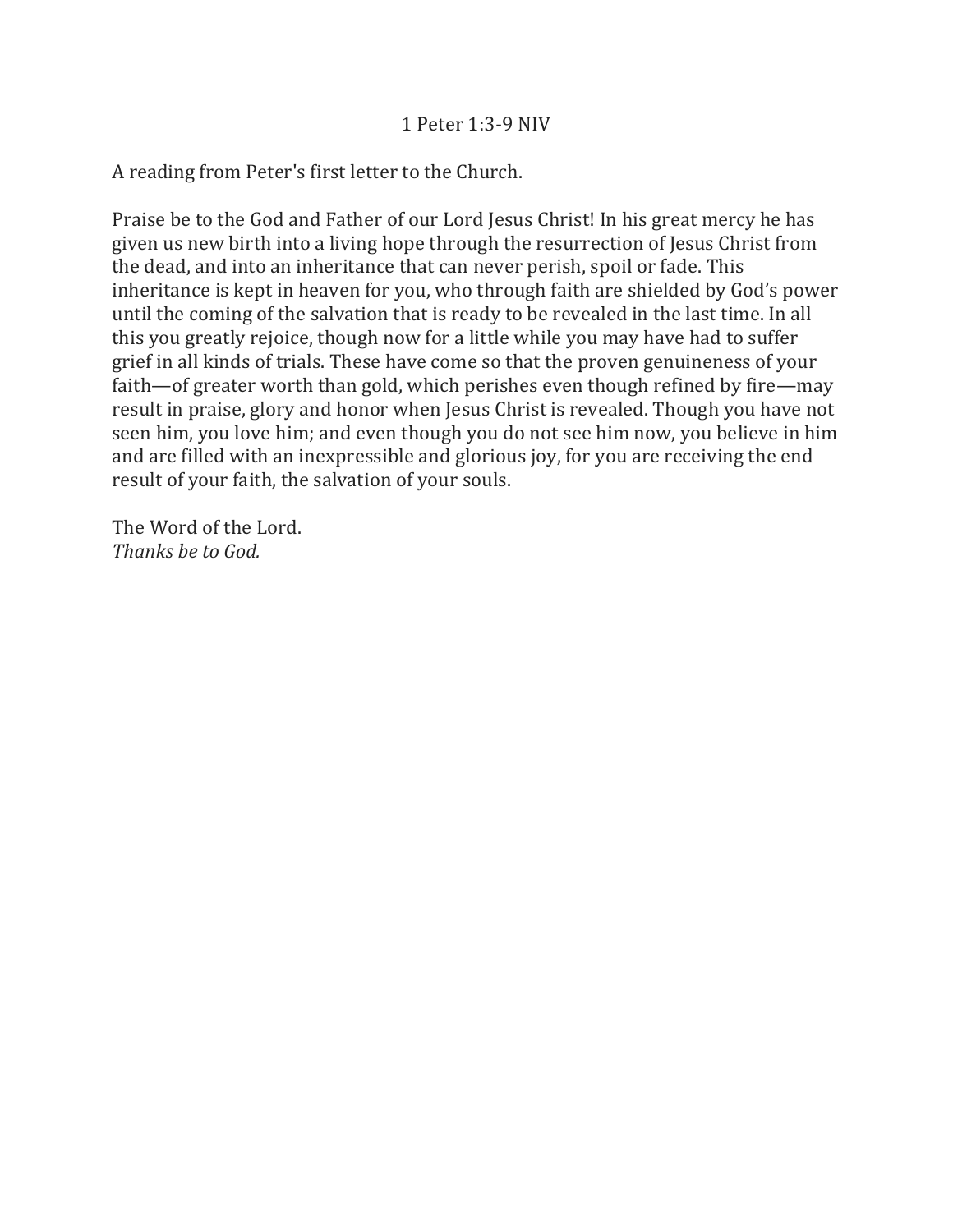# 1 Peter 1:3-9 NIV

A reading from Peter's first letter to the Church.

Praise be to the God and Father of our Lord Jesus Christ! In his great mercy he has given us new birth into a living hope through the resurrection of Jesus Christ from the dead, and into an inheritance that can never perish, spoil or fade. This inheritance is kept in heaven for you, who through faith are shielded by God's power until the coming of the salvation that is ready to be revealed in the last time. In all this you greatly rejoice, though now for a little while you may have had to suffer grief in all kinds of trials. These have come so that the proven genuineness of your faith—of greater worth than gold, which perishes even though refined by fire—may result in praise, glory and honor when Jesus Christ is revealed. Though you have not seen him, you love him; and even though you do not see him now, you believe in him and are filled with an inexpressible and glorious joy, for you are receiving the end result of your faith, the salvation of your souls.

The Word of the Lord.  
*Thanks be to God.*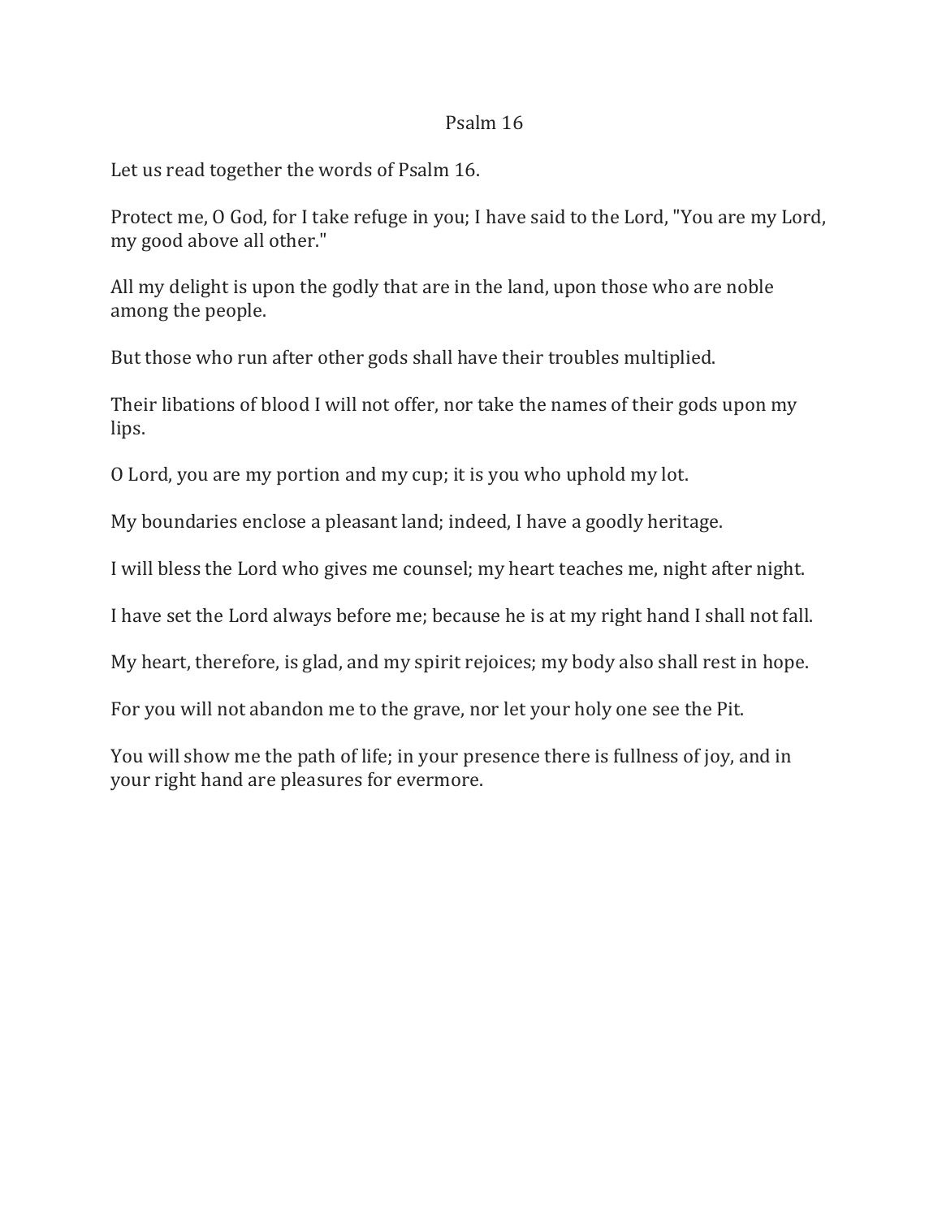# Psalm 16

Let us read together the words of Psalm 16.

Protect me, O God, for I take refuge in you; I have said to the Lord, "You are my Lord, my good above all other."

All my delight is upon the godly that are in the land, upon those who are noble among the people.

But those who run after other gods shall have their troubles multiplied.

Their libations of blood I will not offer, nor take the names of their gods upon my lips.

O Lord, you are my portion and my cup; it is you who uphold my lot.

My boundaries enclose a pleasant land; indeed, I have a goodly heritage.

I will bless the Lord who gives me counsel; my heart teaches me, night after night.

I have set the Lord always before me; because he is at my right hand I shall not fall.

My heart, therefore, is glad, and my spirit rejoices; my body also shall rest in hope.

For you will not abandon me to the grave, nor let your holy one see the Pit.

You will show me the path of life; in your presence there is fullness of joy, and in your right hand are pleasures for evermore.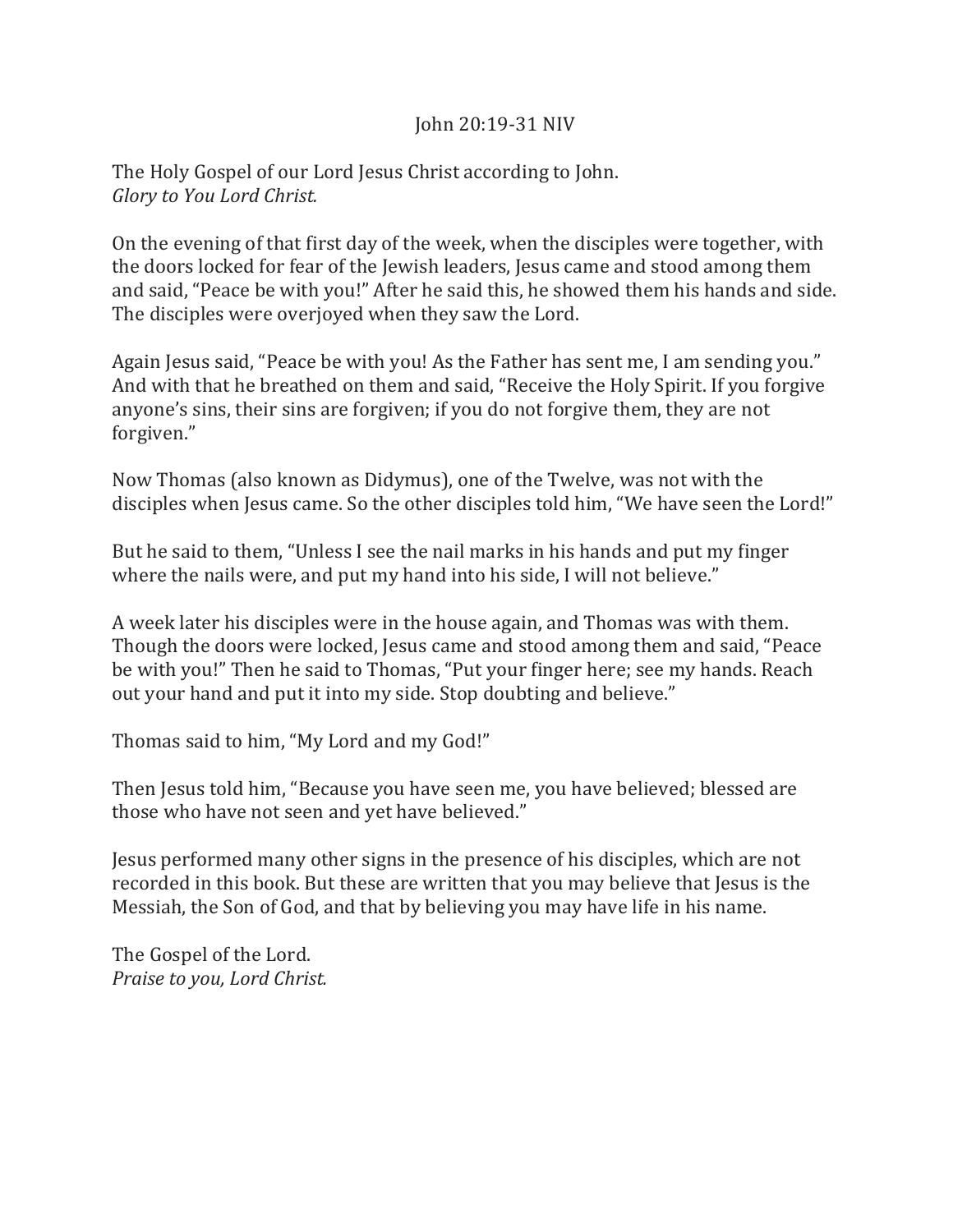John 20:19-31 NIV

The Holy Gospel of our Lord Jesus Christ according to John.
*Glory to You Lord Christ.*

On the evening of that first day of the week, when the disciples were together, with the doors locked for fear of the Jewish leaders, Jesus came and stood among them and said, "Peace be with you!" After he said this, he showed them his hands and side. The disciples were overjoyed when they saw the Lord.

Again Jesus said, "Peace be with you! As the Father has sent me, I am sending you." And with that he breathed on them and said, "Receive the Holy Spirit. If you forgive anyone's sins, their sins are forgiven; if you do not forgive them, they are not forgiven."

Now Thomas (also known as Didymus), one of the Twelve, was not with the disciples when Jesus came. So the other disciples told him, "We have seen the Lord!"

But he said to them, "Unless I see the nail marks in his hands and put my finger where the nails were, and put my hand into his side, I will not believe."

A week later his disciples were in the house again, and Thomas was with them. Though the doors were locked, Jesus came and stood among them and said, "Peace be with you!" Then he said to Thomas, "Put your finger here; see my hands. Reach out your hand and put it into my side. Stop doubting and believe."

Thomas said to him, "My Lord and my God!"

Then Jesus told him, "Because you have seen me, you have believed; blessed are those who have not seen and yet have believed."

Jesus performed many other signs in the presence of his disciples, which are not recorded in this book. But these are written that you may believe that Jesus is the Messiah, the Son of God, and that by believing you may have life in his name.

The Gospel of the Lord.
*Praise to you, Lord Christ.*